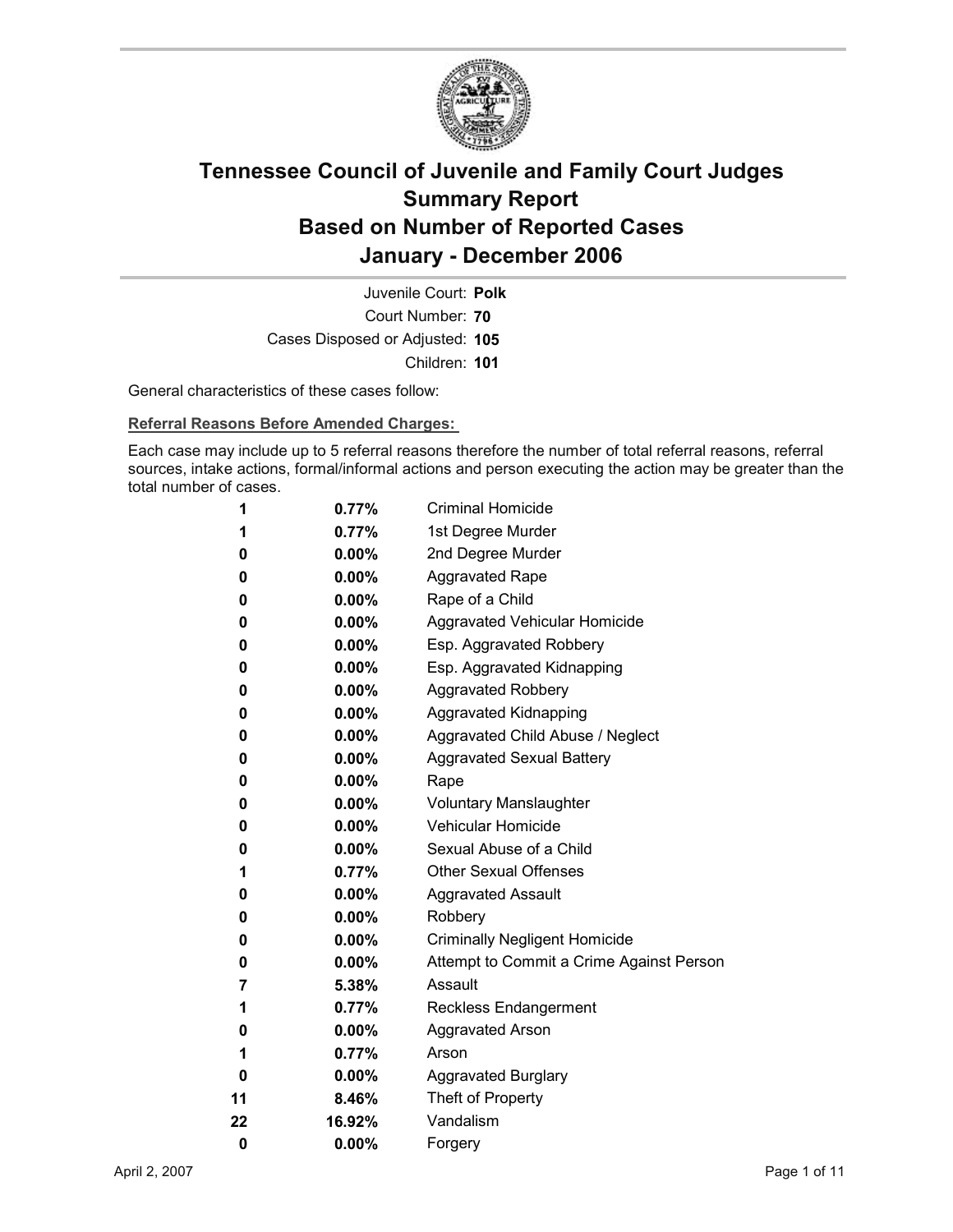# Tennessee Council of Juvenile and Family Court Judges
## Summary Report
## Based on Number of Reported Cases
## January - December 2006

Juvenile Court: **Polk**
Court Number: **70**
Cases Disposed or Adjusted: **105**
Children: **101**

General characteristics of these cases follow:

**Referral Reasons Before Amended Charges:**

Each case may include up to 5 referral reasons therefore the number of total referral reasons, referral sources, intake actions, formal/informal actions and person executing the action may be greater than the total number of cases.

| Count | Percent | Referral Reason |
|---|---|---|
| 1 | 0.77% | Criminal Homicide |
| 1 | 0.77% | 1st Degree Murder |
| 0 | 0.00% | 2nd Degree Murder |
| 0 | 0.00% | Aggravated Rape |
| 0 | 0.00% | Rape of a Child |
| 0 | 0.00% | Aggravated Vehicular Homicide |
| 0 | 0.00% | Esp. Aggravated Robbery |
| 0 | 0.00% | Esp. Aggravated Kidnapping |
| 0 | 0.00% | Aggravated Robbery |
| 0 | 0.00% | Aggravated Kidnapping |
| 0 | 0.00% | Aggravated Child Abuse / Neglect |
| 0 | 0.00% | Aggravated Sexual Battery |
| 0 | 0.00% | Rape |
| 0 | 0.00% | Voluntary Manslaughter |
| 0 | 0.00% | Vehicular Homicide |
| 0 | 0.00% | Sexual Abuse of a Child |
| 1 | 0.77% | Other Sexual Offenses |
| 0 | 0.00% | Aggravated Assault |
| 0 | 0.00% | Robbery |
| 0 | 0.00% | Criminally Negligent Homicide |
| 0 | 0.00% | Attempt to Commit a Crime Against Person |
| 7 | 5.38% | Assault |
| 1 | 0.77% | Reckless Endangerment |
| 0 | 0.00% | Aggravated Arson |
| 1 | 0.77% | Arson |
| 0 | 0.00% | Aggravated Burglary |
| 11 | 8.46% | Theft of Property |
| 22 | 16.92% | Vandalism |
| 0 | 0.00% | Forgery |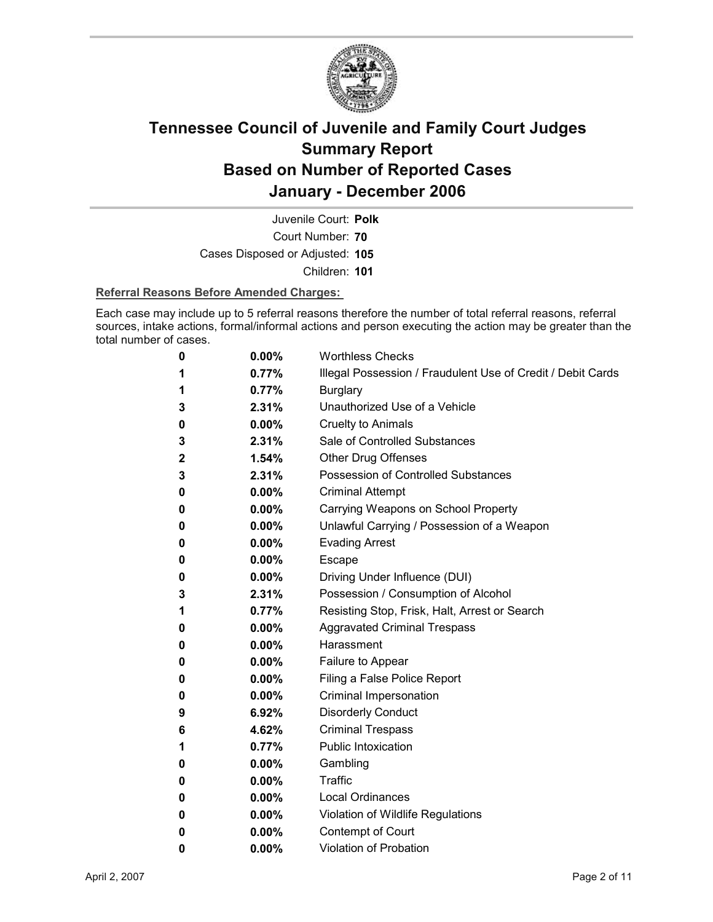# Tennessee Council of Juvenile and Family Court Judges
# Summary Report
# Based on Number of Reported Cases
# January - December 2006

Juvenile Court: **Polk**

Court Number: **70**

Cases Disposed or Adjusted: **105**

Children: **101**

**Referral Reasons Before Amended Charges:**

Each case may include up to 5 referral reasons therefore the number of total referral reasons, referral sources, intake actions, formal/informal actions and person executing the action may be greater than the total number of cases.

| Count | Percent | Referral Reason |
|---|---|---|
| 0 | 0.00% | Worthless Checks |
| 1 | 0.77% | Illegal Possession / Fraudulent Use of Credit / Debit Cards |
| 1 | 0.77% | Burglary |
| 3 | 2.31% | Unauthorized Use of a Vehicle |
| 0 | 0.00% | Cruelty to Animals |
| 3 | 2.31% | Sale of Controlled Substances |
| 2 | 1.54% | Other Drug Offenses |
| 3 | 2.31% | Possession of Controlled Substances |
| 0 | 0.00% | Criminal Attempt |
| 0 | 0.00% | Carrying Weapons on School Property |
| 0 | 0.00% | Unlawful Carrying / Possession of a Weapon |
| 0 | 0.00% | Evading Arrest |
| 0 | 0.00% | Escape |
| 0 | 0.00% | Driving Under Influence (DUI) |
| 3 | 2.31% | Possession / Consumption of Alcohol |
| 1 | 0.77% | Resisting Stop, Frisk, Halt, Arrest or Search |
| 0 | 0.00% | Aggravated Criminal Trespass |
| 0 | 0.00% | Harassment |
| 0 | 0.00% | Failure to Appear |
| 0 | 0.00% | Filing a False Police Report |
| 0 | 0.00% | Criminal Impersonation |
| 9 | 6.92% | Disorderly Conduct |
| 6 | 4.62% | Criminal Trespass |
| 1 | 0.77% | Public Intoxication |
| 0 | 0.00% | Gambling |
| 0 | 0.00% | Traffic |
| 0 | 0.00% | Local Ordinances |
| 0 | 0.00% | Violation of Wildlife Regulations |
| 0 | 0.00% | Contempt of Court |
| 0 | 0.00% | Violation of Probation |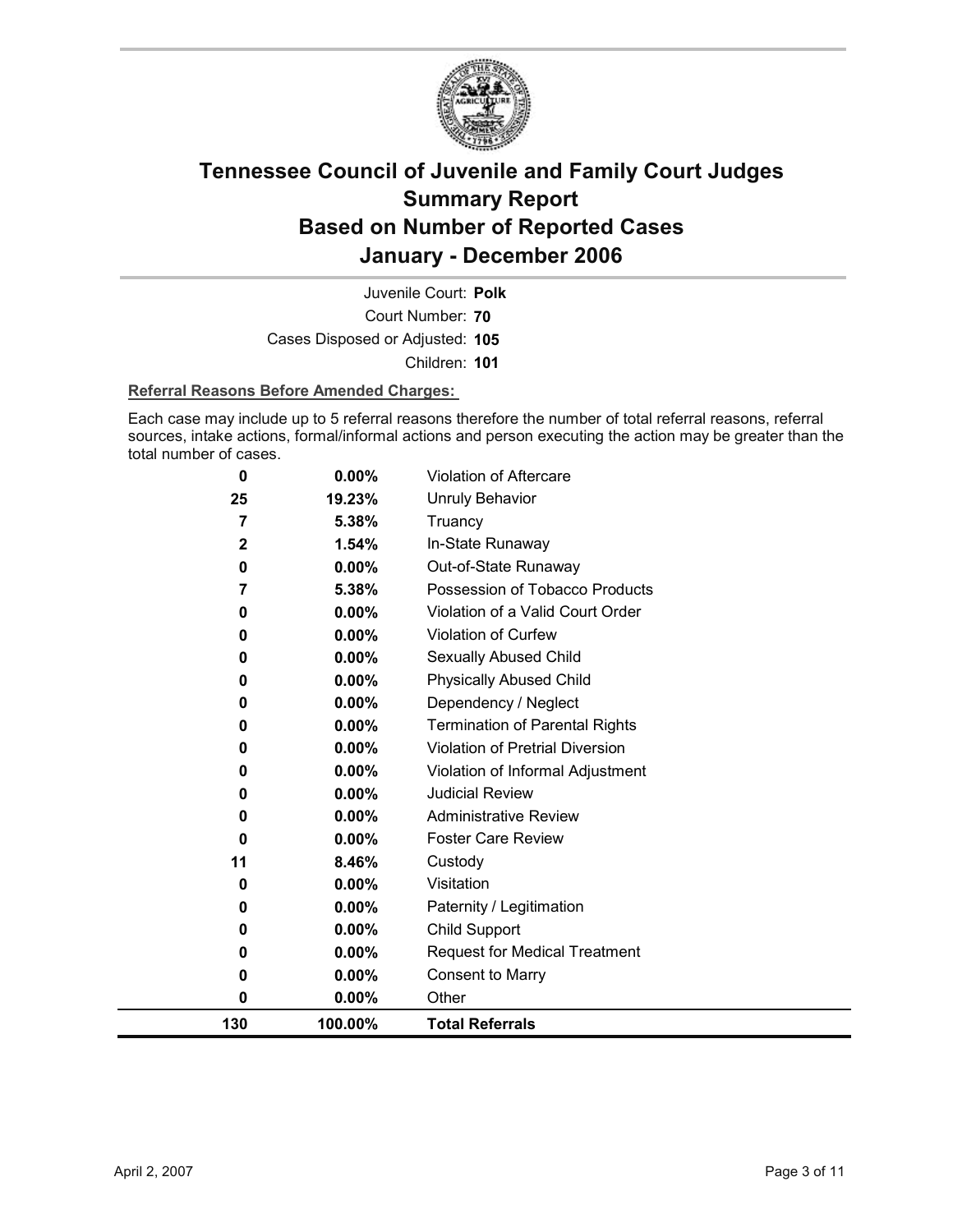# Tennessee Council of Juvenile and Family Court Judges Summary Report Based on Number of Reported Cases January - December 2006

Juvenile Court: **Polk**

Court Number: **70**

Cases Disposed or Adjusted: **105**

Children: **101**

**Referral Reasons Before Amended Charges:**

Each case may include up to 5 referral reasons therefore the number of total referral reasons, referral sources, intake actions, formal/informal actions and person executing the action may be greater than the total number of cases.

| | | |
|---|---|---|
| 0 | 0.00% | Violation of Aftercare |
| 25 | 19.23% | Unruly Behavior |
| 7 | 5.38% | Truancy |
| 2 | 1.54% | In-State Runaway |
| 0 | 0.00% | Out-of-State Runaway |
| 7 | 5.38% | Possession of Tobacco Products |
| 0 | 0.00% | Violation of a Valid Court Order |
| 0 | 0.00% | Violation of Curfew |
| 0 | 0.00% | Sexually Abused Child |
| 0 | 0.00% | Physically Abused Child |
| 0 | 0.00% | Dependency / Neglect |
| 0 | 0.00% | Termination of Parental Rights |
| 0 | 0.00% | Violation of Pretrial Diversion |
| 0 | 0.00% | Violation of Informal Adjustment |
| 0 | 0.00% | Judicial Review |
| 0 | 0.00% | Administrative Review |
| 0 | 0.00% | Foster Care Review |
| 11 | 8.46% | Custody |
| 0 | 0.00% | Visitation |
| 0 | 0.00% | Paternity / Legitimation |
| 0 | 0.00% | Child Support |
| 0 | 0.00% | Request for Medical Treatment |
| 0 | 0.00% | Consent to Marry |
| 0 | 0.00% | Other |
| **130** | **100.00%** | **Total Referrals** |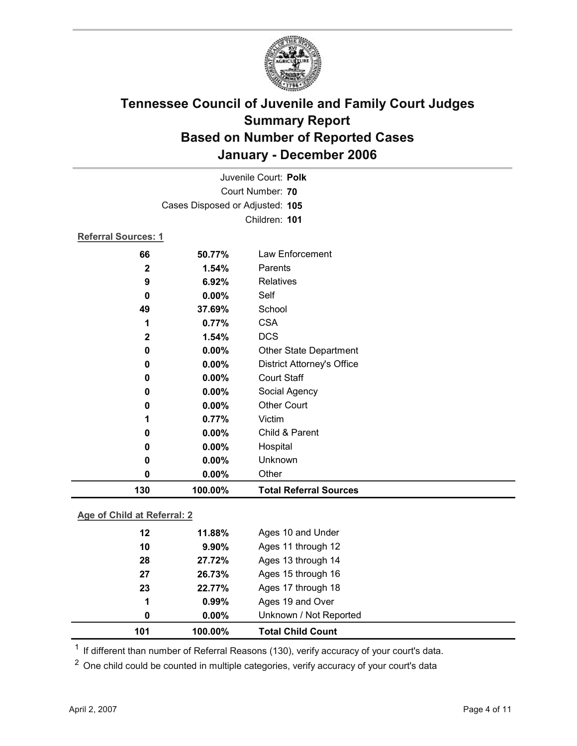# Tennessee Council of Juvenile and Family Court Judges
## Summary Report
## Based on Number of Reported Cases
## January - December 2006

Juvenile Court: **Polk**
Court Number: **70**
Cases Disposed or Adjusted: **105**
Children: **101**

**Referral Sources: 1**

| Count | Percent | Source |
|---|---|---|
| 66 | 50.77% | Law Enforcement |
| 2 | 1.54% | Parents |
| 9 | 6.92% | Relatives |
| 0 | 0.00% | Self |
| 49 | 37.69% | School |
| 1 | 0.77% | CSA |
| 2 | 1.54% | DCS |
| 0 | 0.00% | Other State Department |
| 0 | 0.00% | District Attorney's Office |
| 0 | 0.00% | Court Staff |
| 0 | 0.00% | Social Agency |
| 0 | 0.00% | Other Court |
| 1 | 0.77% | Victim |
| 0 | 0.00% | Child & Parent |
| 0 | 0.00% | Hospital |
| 0 | 0.00% | Unknown |
| 0 | 0.00% | Other |
| **130** | **100.00%** | **Total Referral Sources** |

**Age of Child at Referral: 2**

| Count | Percent | Age |
|---|---|---|
| 12 | 11.88% | Ages 10 and Under |
| 10 | 9.90% | Ages 11 through 12 |
| 28 | 27.72% | Ages 13 through 14 |
| 27 | 26.73% | Ages 15 through 16 |
| 23 | 22.77% | Ages 17 through 18 |
| 1 | 0.99% | Ages 19 and Over |
| 0 | 0.00% | Unknown / Not Reported |
| **101** | **100.00%** | **Total Child Count** |

[1] If different than number of Referral Reasons (130), verify accuracy of your court's data.

[2] One child could be counted in multiple categories, verify accuracy of your court's data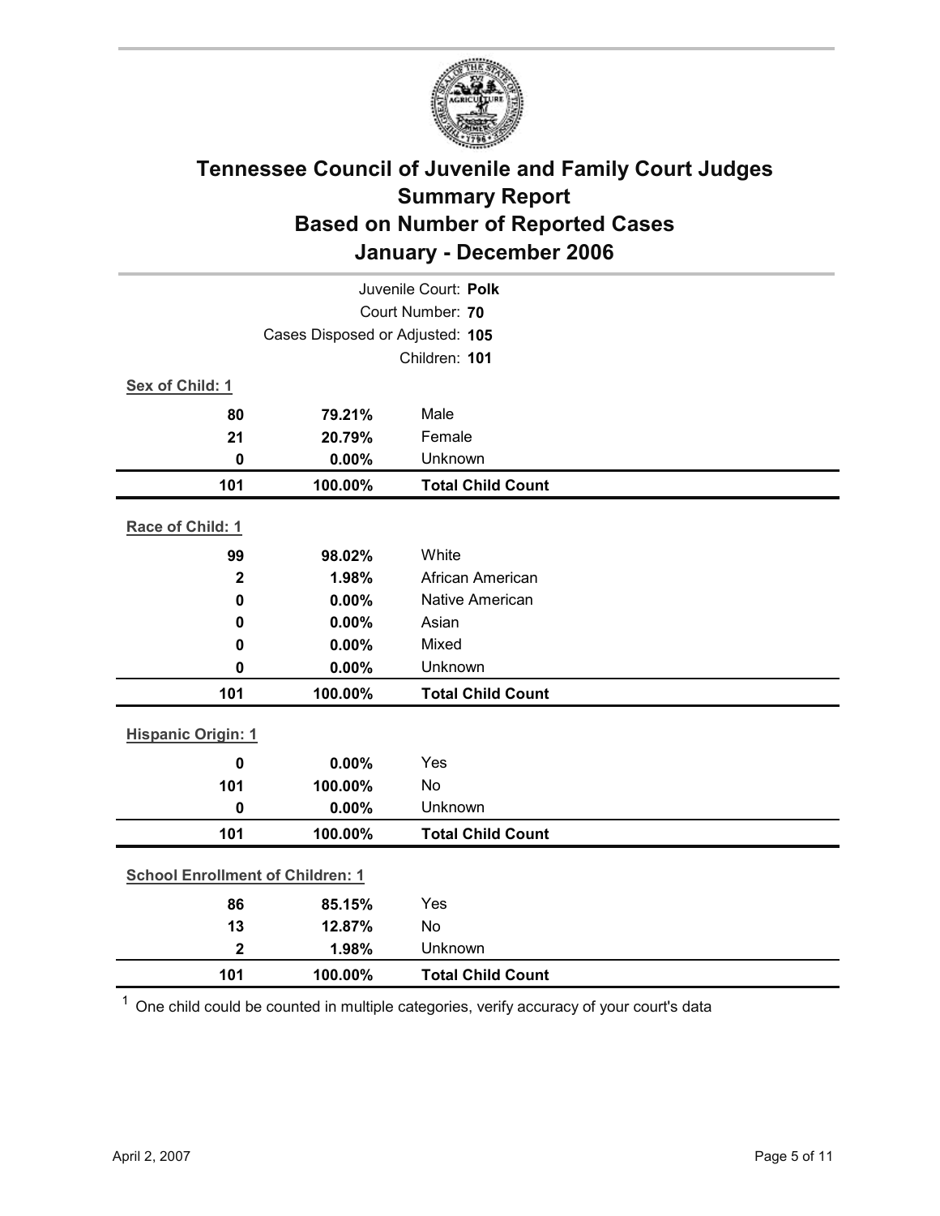# Tennessee Council of Juvenile and Family Court Judges
## Summary Report
## Based on Number of Reported Cases
## January - December 2006

Juvenile Court: **Polk**

Court Number: **70**

Cases Disposed or Adjusted: **105**

Children: **101**

**Sex of Child: 1**

| | | |
|---|---|---|
| 80 | 79.21% | Male |
| 21 | 20.79% | Female |
| 0 | 0.00% | Unknown |
| **101** | **100.00%** | **Total Child Count** |

**Race of Child: 1**

| | | |
|---|---|---|
| 99 | 98.02% | White |
| 2 | 1.98% | African American |
| 0 | 0.00% | Native American |
| 0 | 0.00% | Asian |
| 0 | 0.00% | Mixed |
| 0 | 0.00% | Unknown |
| **101** | **100.00%** | **Total Child Count** |

**Hispanic Origin: 1**

| | | |
|---|---|---|
| 0 | 0.00% | Yes |
| 101 | 100.00% | No |
| 0 | 0.00% | Unknown |
| **101** | **100.00%** | **Total Child Count** |

**School Enrollment of Children: 1**

| | | |
|---|---|---|
| 86 | 85.15% | Yes |
| 13 | 12.87% | No |
| 2 | 1.98% | Unknown |
| **101** | **100.00%** | **Total Child Count** |

[1] One child could be counted in multiple categories, verify accuracy of your court's data

April 2, 2007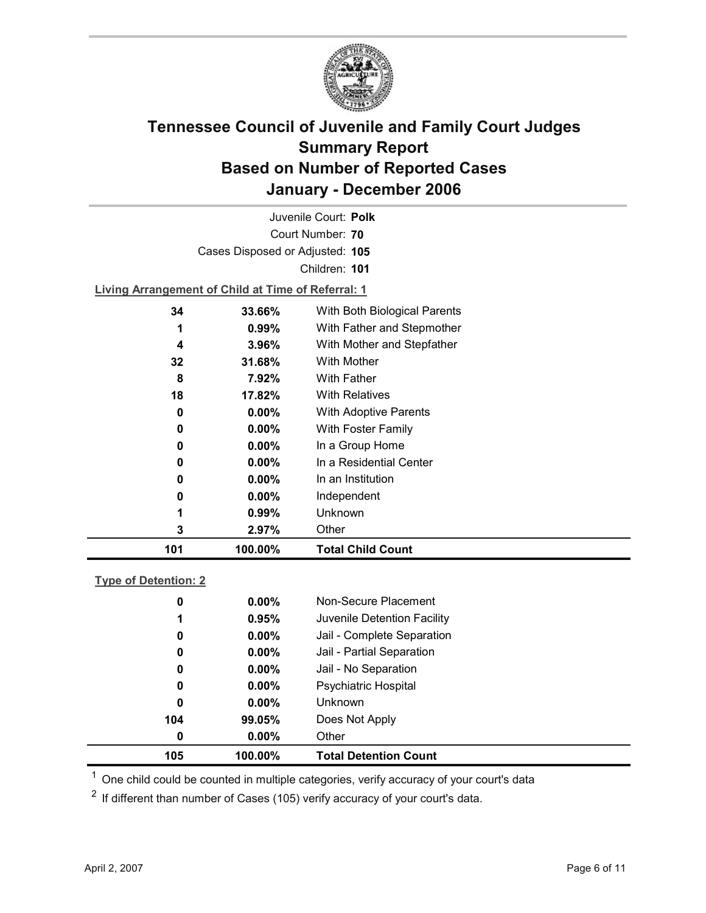# Tennessee Council of Juvenile and Family Court Judges
## Summary Report
## Based on Number of Reported Cases
## January - December 2006

Juvenile Court: **Polk**

Court Number: **70**

Cases Disposed or Adjusted: **105**

Children: **101**

**Living Arrangement of Child at Time of Referral: 1**

| Count | Percent | Category |
|---|---|---|
| 34 | 33.66% | With Both Biological Parents |
| 1 | 0.99% | With Father and Stepmother |
| 4 | 3.96% | With Mother and Stepfather |
| 32 | 31.68% | With Mother |
| 8 | 7.92% | With Father |
| 18 | 17.82% | With Relatives |
| 0 | 0.00% | With Adoptive Parents |
| 0 | 0.00% | With Foster Family |
| 0 | 0.00% | In a Group Home |
| 0 | 0.00% | In a Residential Center |
| 0 | 0.00% | In an Institution |
| 0 | 0.00% | Independent |
| 1 | 0.99% | Unknown |
| 3 | 2.97% | Other |
| **101** | **100.00%** | **Total Child Count** |

**Type of Detention: 2**

| Count | Percent | Category |
|---|---|---|
| 0 | 0.00% | Non-Secure Placement |
| 1 | 0.95% | Juvenile Detention Facility |
| 0 | 0.00% | Jail - Complete Separation |
| 0 | 0.00% | Jail - Partial Separation |
| 0 | 0.00% | Jail - No Separation |
| 0 | 0.00% | Psychiatric Hospital |
| 0 | 0.00% | Unknown |
| 104 | 99.05% | Does Not Apply |
| 0 | 0.00% | Other |
| **105** | **100.00%** | **Total Detention Count** |

[1] One child could be counted in multiple categories, verify accuracy of your court's data

[2] If different than number of Cases (105) verify accuracy of your court's data.

April 2, 2007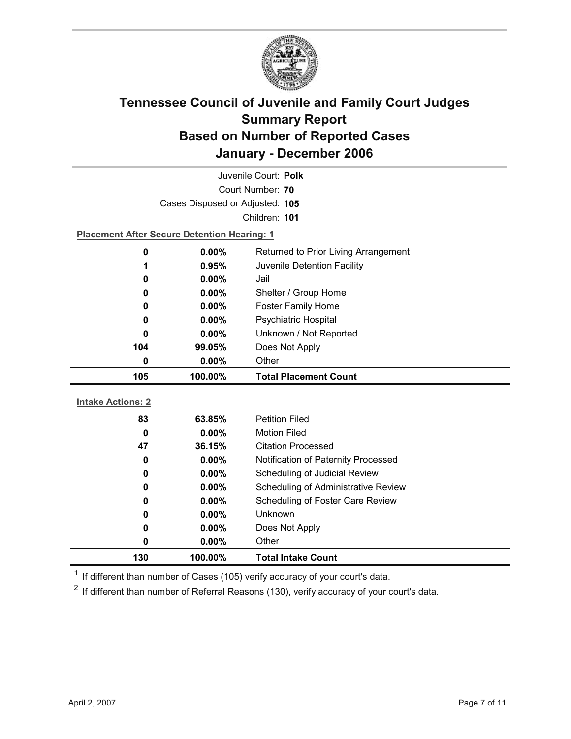# Tennessee Council of Juvenile and Family Court Judges
## Summary Report
## Based on Number of Reported Cases
## January - December 2006

Juvenile Court: **Polk**
Court Number: **70**
Cases Disposed or Adjusted: **105**
Children: **101**

**Placement After Secure Detention Hearing: 1**

| | | |
|---|---|---|
| 0 | 0.00% | Returned to Prior Living Arrangement |
| 1 | 0.95% | Juvenile Detention Facility |
| 0 | 0.00% | Jail |
| 0 | 0.00% | Shelter / Group Home |
| 0 | 0.00% | Foster Family Home |
| 0 | 0.00% | Psychiatric Hospital |
| 0 | 0.00% | Unknown / Not Reported |
| 104 | 99.05% | Does Not Apply |
| 0 | 0.00% | Other |
| **105** | **100.00%** | **Total Placement Count** |

**Intake Actions: 2**

| | | |
|---|---|---|
| 83 | 63.85% | Petition Filed |
| 0 | 0.00% | Motion Filed |
| 47 | 36.15% | Citation Processed |
| 0 | 0.00% | Notification of Paternity Processed |
| 0 | 0.00% | Scheduling of Judicial Review |
| 0 | 0.00% | Scheduling of Administrative Review |
| 0 | 0.00% | Scheduling of Foster Care Review |
| 0 | 0.00% | Unknown |
| 0 | 0.00% | Does Not Apply |
| 0 | 0.00% | Other |
| **130** | **100.00%** | **Total Intake Count** |

[1] If different than number of Cases (105) verify accuracy of your court's data.

[2] If different than number of Referral Reasons (130), verify accuracy of your court's data.

April 2, 2007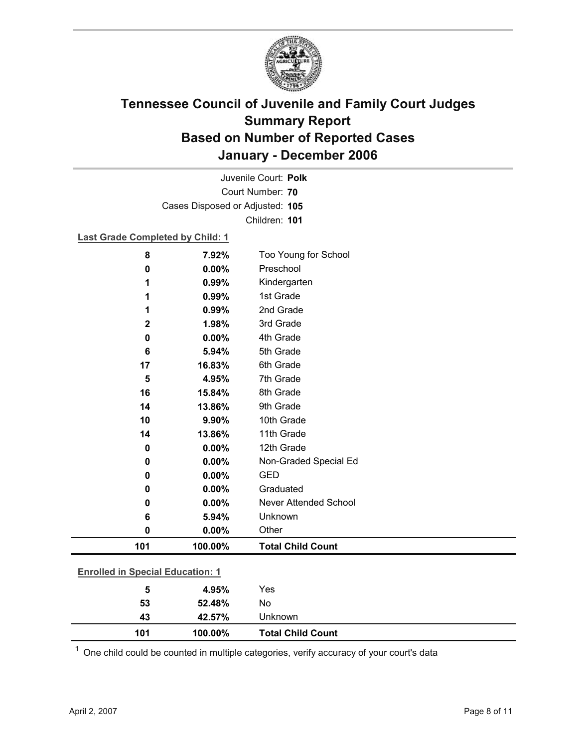# Tennessee Council of Juvenile and Family Court Judges
## Summary Report
## Based on Number of Reported Cases
## January - December 2006

Juvenile Court: **Polk**
Court Number: **70**
Cases Disposed or Adjusted: **105**
Children: **101**

**Last Grade Completed by Child: 1**

| Count | Percent | Category |
|---|---|---|
| 8 | 7.92% | Too Young for School |
| 0 | 0.00% | Preschool |
| 1 | 0.99% | Kindergarten |
| 1 | 0.99% | 1st Grade |
| 1 | 0.99% | 2nd Grade |
| 2 | 1.98% | 3rd Grade |
| 0 | 0.00% | 4th Grade |
| 6 | 5.94% | 5th Grade |
| 17 | 16.83% | 6th Grade |
| 5 | 4.95% | 7th Grade |
| 16 | 15.84% | 8th Grade |
| 14 | 13.86% | 9th Grade |
| 10 | 9.90% | 10th Grade |
| 14 | 13.86% | 11th Grade |
| 0 | 0.00% | 12th Grade |
| 0 | 0.00% | Non-Graded Special Ed |
| 0 | 0.00% | GED |
| 0 | 0.00% | Graduated |
| 0 | 0.00% | Never Attended School |
| 6 | 5.94% | Unknown |
| 0 | 0.00% | Other |
| **101** | **100.00%** | **Total Child Count** |

**Enrolled in Special Education: 1**

| Count | Percent | Category |
|---|---|---|
| 5 | 4.95% | Yes |
| 53 | 52.48% | No |
| 43 | 42.57% | Unknown |
| **101** | **100.00%** | **Total Child Count** |

[1] One child could be counted in multiple categories, verify accuracy of your court's data

April 2, 2007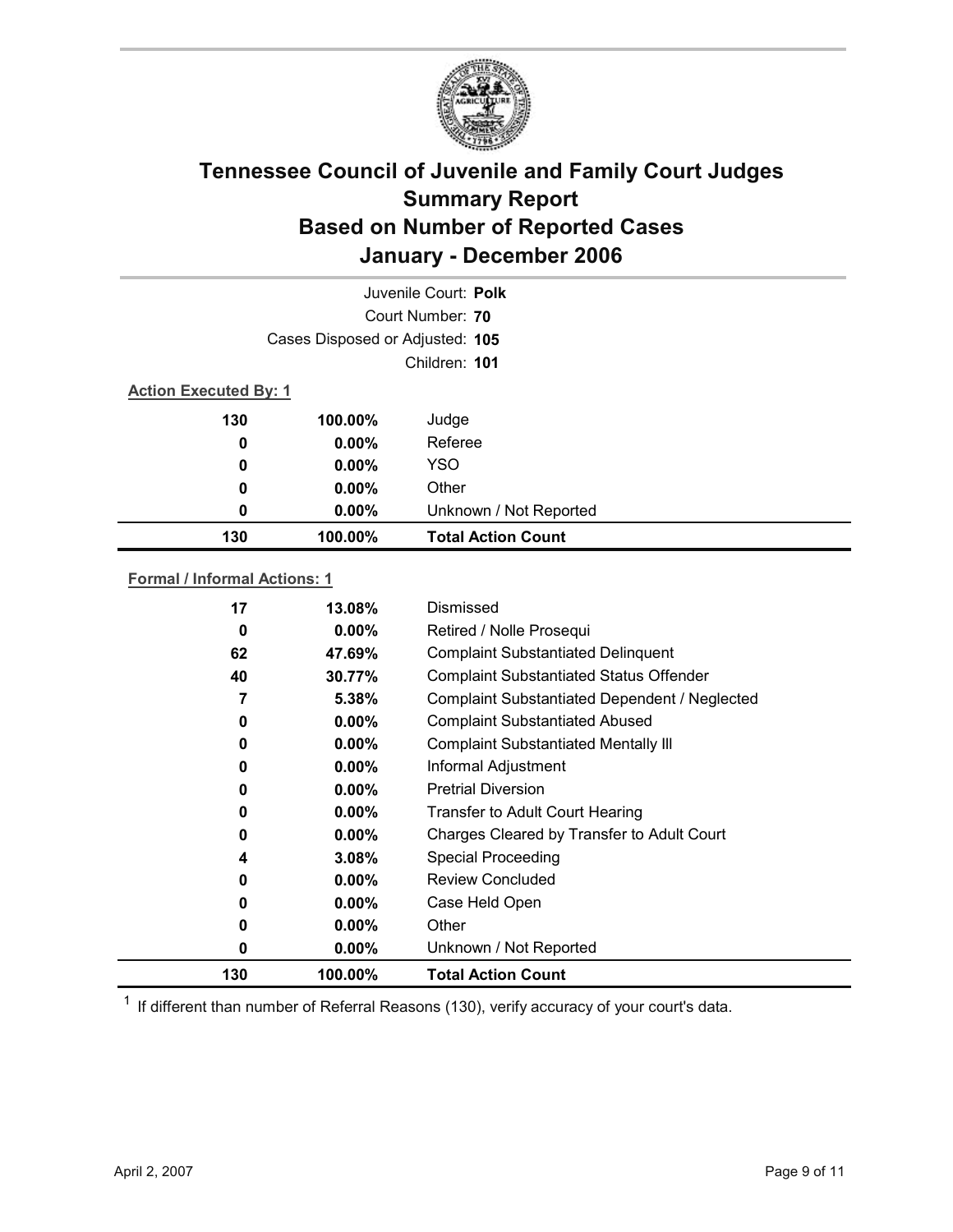# Tennessee Council of Juvenile and Family Court Judges Summary Report Based on Number of Reported Cases January - December 2006

Juvenile Court: **Polk**

Court Number: **70**

Cases Disposed or Adjusted: **105**

Children: **101**

**Action Executed By: 1**

| | | |
|---|---|---|
| 130 | 100.00% | Judge |
| 0 | 0.00% | Referee |
| 0 | 0.00% | YSO |
| 0 | 0.00% | Other |
| 0 | 0.00% | Unknown / Not Reported |
| **130** | **100.00%** | **Total Action Count** |

**Formal / Informal Actions: 1**

| | | |
|---|---|---|
| 17 | 13.08% | Dismissed |
| 0 | 0.00% | Retired / Nolle Prosequi |
| 62 | 47.69% | Complaint Substantiated Delinquent |
| 40 | 30.77% | Complaint Substantiated Status Offender |
| 7 | 5.38% | Complaint Substantiated Dependent / Neglected |
| 0 | 0.00% | Complaint Substantiated Abused |
| 0 | 0.00% | Complaint Substantiated Mentally Ill |
| 0 | 0.00% | Informal Adjustment |
| 0 | 0.00% | Pretrial Diversion |
| 0 | 0.00% | Transfer to Adult Court Hearing |
| 0 | 0.00% | Charges Cleared by Transfer to Adult Court |
| 4 | 3.08% | Special Proceeding |
| 0 | 0.00% | Review Concluded |
| 0 | 0.00% | Case Held Open |
| 0 | 0.00% | Other |
| 0 | 0.00% | Unknown / Not Reported |
| **130** | **100.00%** | **Total Action Count** |

[1] If different than number of Referral Reasons (130), verify accuracy of your court's data.

April 2, 2007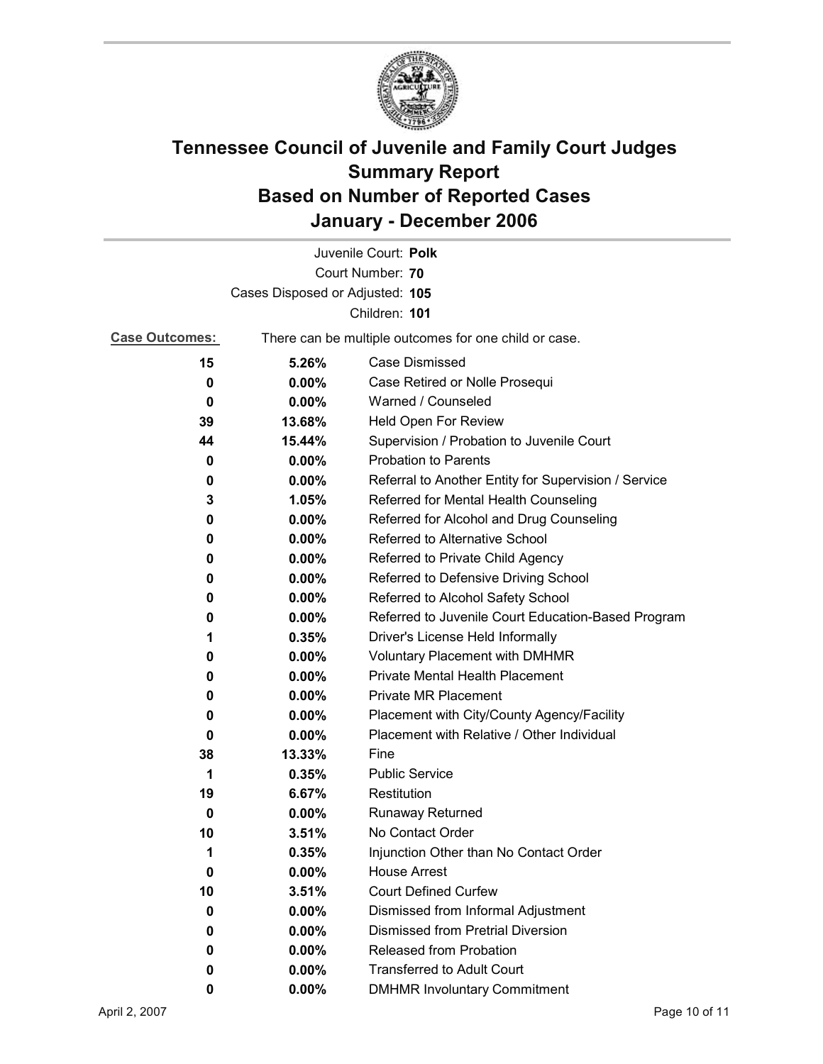# Tennessee Council of Juvenile and Family Court Judges
## Summary Report
## Based on Number of Reported Cases
## January - December 2006

Juvenile Court: **Polk**
Court Number: **70**
Cases Disposed or Adjusted: **105**
Children: **101**

**Case Outcomes:** There can be multiple outcomes for one child or case.

| Count | Percent | Outcome |
|---|---|---|
| 15 | 5.26% | Case Dismissed |
| 0 | 0.00% | Case Retired or Nolle Prosequi |
| 0 | 0.00% | Warned / Counseled |
| 39 | 13.68% | Held Open For Review |
| 44 | 15.44% | Supervision / Probation to Juvenile Court |
| 0 | 0.00% | Probation to Parents |
| 0 | 0.00% | Referral to Another Entity for Supervision / Service |
| 3 | 1.05% | Referred for Mental Health Counseling |
| 0 | 0.00% | Referred for Alcohol and Drug Counseling |
| 0 | 0.00% | Referred to Alternative School |
| 0 | 0.00% | Referred to Private Child Agency |
| 0 | 0.00% | Referred to Defensive Driving School |
| 0 | 0.00% | Referred to Alcohol Safety School |
| 0 | 0.00% | Referred to Juvenile Court Education-Based Program |
| 1 | 0.35% | Driver's License Held Informally |
| 0 | 0.00% | Voluntary Placement with DMHMR |
| 0 | 0.00% | Private Mental Health Placement |
| 0 | 0.00% | Private MR Placement |
| 0 | 0.00% | Placement with City/County Agency/Facility |
| 0 | 0.00% | Placement with Relative / Other Individual |
| 38 | 13.33% | Fine |
| 1 | 0.35% | Public Service |
| 19 | 6.67% | Restitution |
| 0 | 0.00% | Runaway Returned |
| 10 | 3.51% | No Contact Order |
| 1 | 0.35% | Injunction Other than No Contact Order |
| 0 | 0.00% | House Arrest |
| 10 | 3.51% | Court Defined Curfew |
| 0 | 0.00% | Dismissed from Informal Adjustment |
| 0 | 0.00% | Dismissed from Pretrial Diversion |
| 0 | 0.00% | Released from Probation |
| 0 | 0.00% | Transferred to Adult Court |
| 0 | 0.00% | DMHMR Involuntary Commitment |

April 2, 2007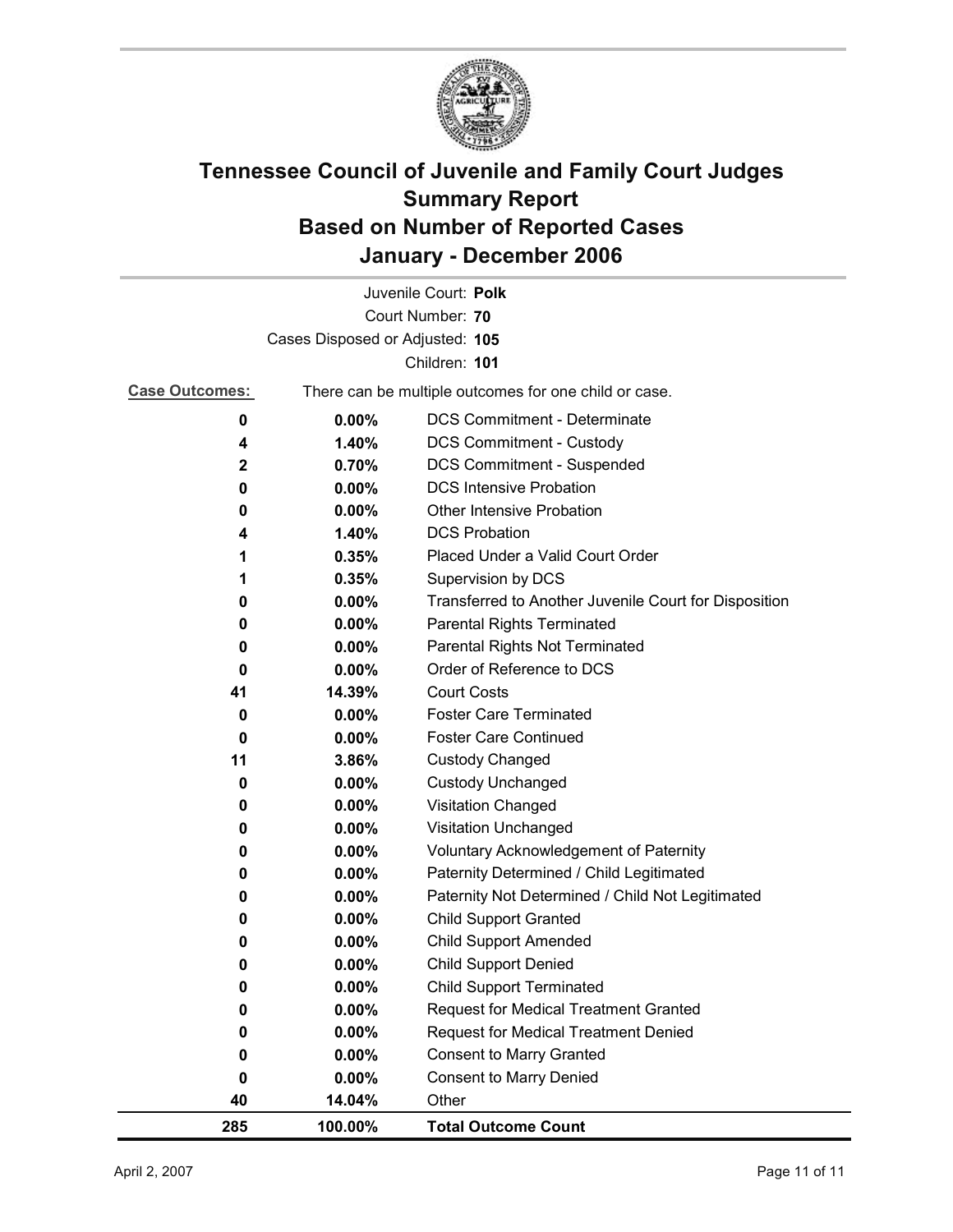# Tennessee Council of Juvenile and Family Court Judges
# Summary Report
# Based on Number of Reported Cases
# January - December 2006

Juvenile Court: **Polk**
Court Number: **70**
Cases Disposed or Adjusted: **105**
Children: **101**

**Case Outcomes:** There can be multiple outcomes for one child or case.

| | | |
|---|---|---|
| **0** | **0.00%** | DCS Commitment - Determinate |
| **4** | **1.40%** | DCS Commitment - Custody |
| **2** | **0.70%** | DCS Commitment - Suspended |
| **0** | **0.00%** | DCS Intensive Probation |
| **0** | **0.00%** | Other Intensive Probation |
| **4** | **1.40%** | DCS Probation |
| **1** | **0.35%** | Placed Under a Valid Court Order |
| **1** | **0.35%** | Supervision by DCS |
| **0** | **0.00%** | Transferred to Another Juvenile Court for Disposition |
| **0** | **0.00%** | Parental Rights Terminated |
| **0** | **0.00%** | Parental Rights Not Terminated |
| **0** | **0.00%** | Order of Reference to DCS |
| **41** | **14.39%** | Court Costs |
| **0** | **0.00%** | Foster Care Terminated |
| **0** | **0.00%** | Foster Care Continued |
| **11** | **3.86%** | Custody Changed |
| **0** | **0.00%** | Custody Unchanged |
| **0** | **0.00%** | Visitation Changed |
| **0** | **0.00%** | Visitation Unchanged |
| **0** | **0.00%** | Voluntary Acknowledgement of Paternity |
| **0** | **0.00%** | Paternity Determined / Child Legitimated |
| **0** | **0.00%** | Paternity Not Determined / Child Not Legitimated |
| **0** | **0.00%** | Child Support Granted |
| **0** | **0.00%** | Child Support Amended |
| **0** | **0.00%** | Child Support Denied |
| **0** | **0.00%** | Child Support Terminated |
| **0** | **0.00%** | Request for Medical Treatment Granted |
| **0** | **0.00%** | Request for Medical Treatment Denied |
| **0** | **0.00%** | Consent to Marry Granted |
| **0** | **0.00%** | Consent to Marry Denied |
| **40** | **14.04%** | Other |
| **285** | **100.00%** | **Total Outcome Count** |

April 2, 2007